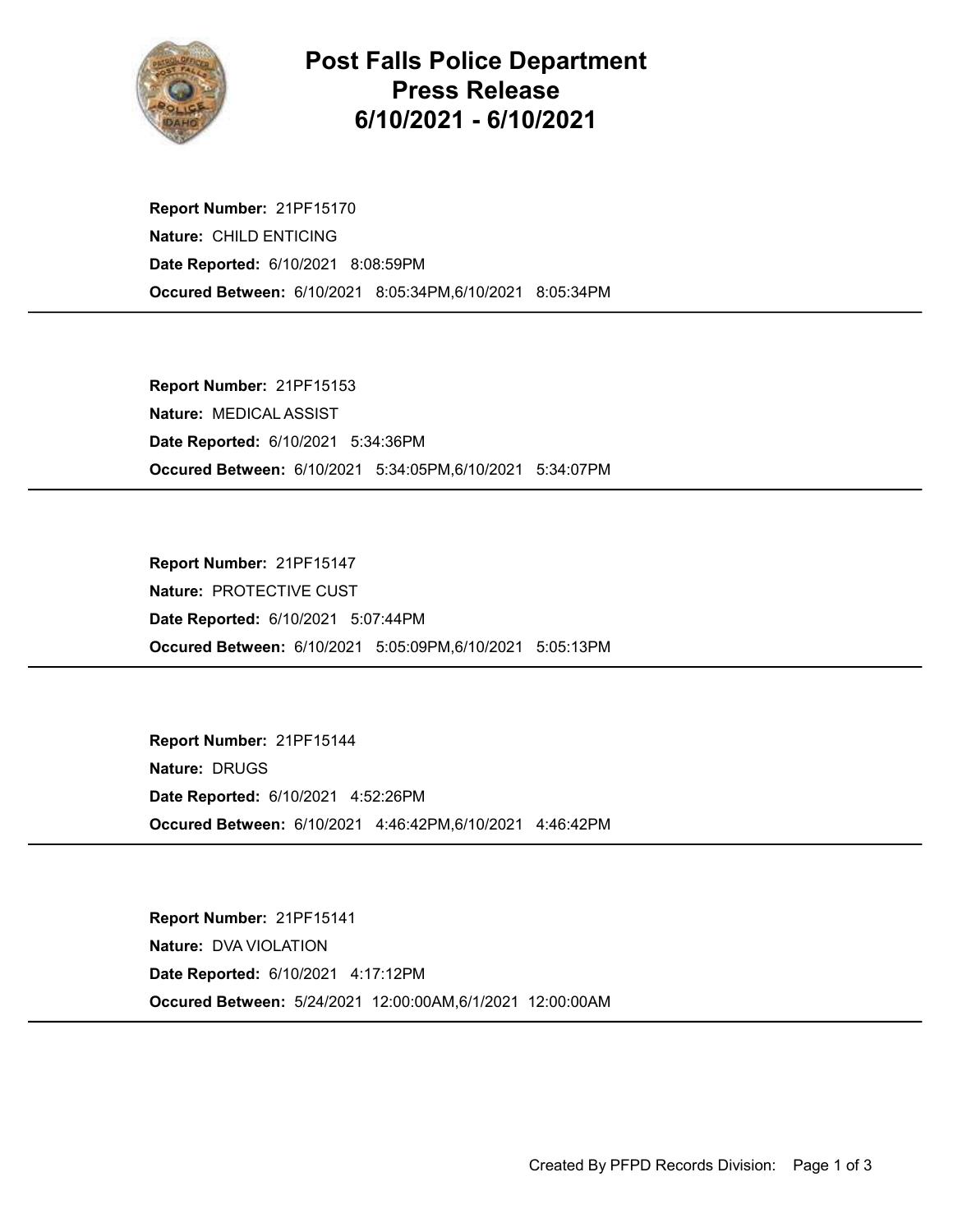# Post Falls Police Department
# Press Release
# 6/10/2021 - 6/10/2021

**Report Number:** 21PF15170
**Nature:** CHILD ENTICING
**Date Reported:** 6/10/2021 8:08:59PM
**Occured Between:** 6/10/2021 8:05:34PM,6/10/2021 8:05:34PM

---

**Report Number:** 21PF15153
**Nature:** MEDICAL ASSIST
**Date Reported:** 6/10/2021 5:34:36PM
**Occured Between:** 6/10/2021 5:34:05PM,6/10/2021 5:34:07PM

---

**Report Number:** 21PF15147
**Nature:** PROTECTIVE CUST
**Date Reported:** 6/10/2021 5:07:44PM
**Occured Between:** 6/10/2021 5:05:09PM,6/10/2021 5:05:13PM

---

**Report Number:** 21PF15144
**Nature:** DRUGS
**Date Reported:** 6/10/2021 4:52:26PM
**Occured Between:** 6/10/2021 4:46:42PM,6/10/2021 4:46:42PM

---

**Report Number:** 21PF15141
**Nature:** DVA VIOLATION
**Date Reported:** 6/10/2021 4:17:12PM
**Occured Between:** 5/24/2021 12:00:00AM,6/1/2021 12:00:00AM

---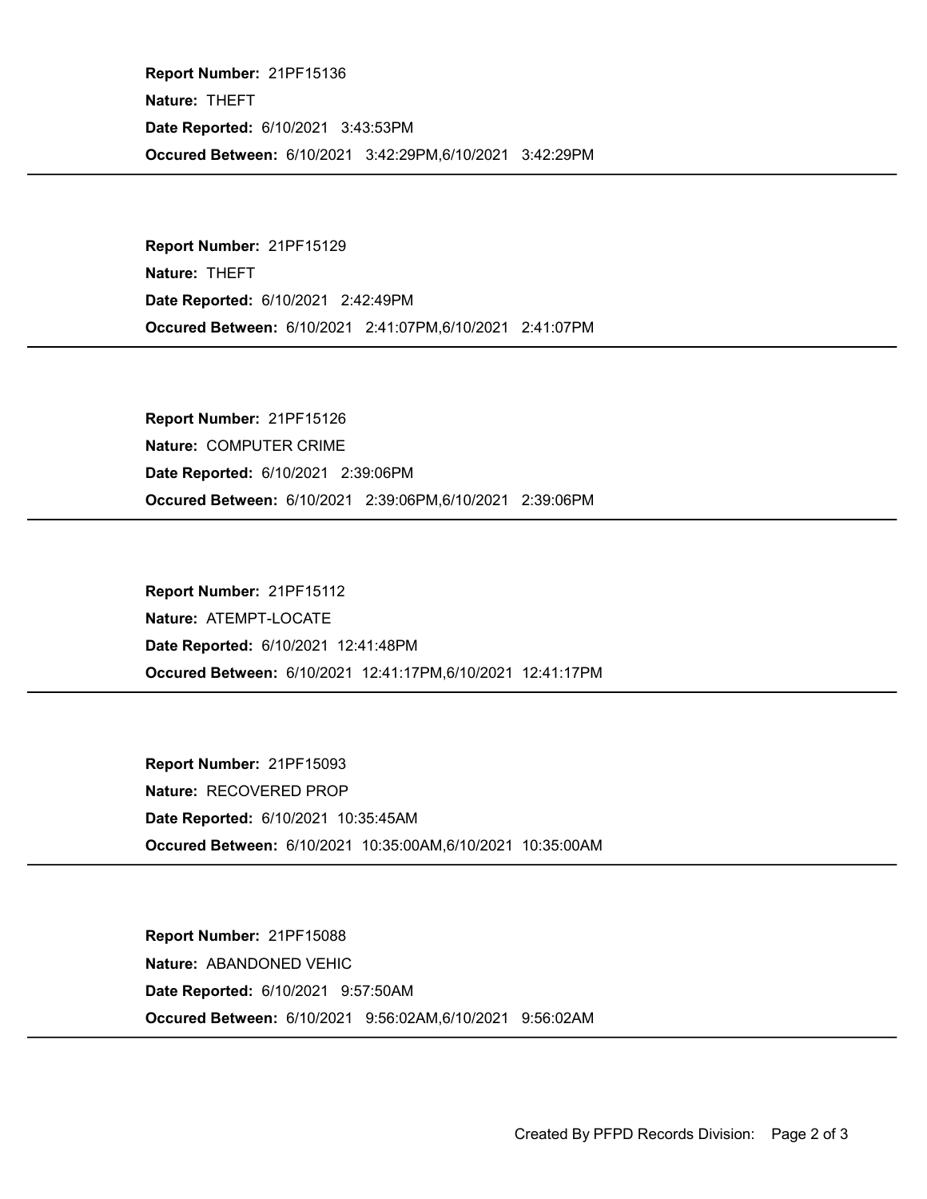**Report Number:** 21PF15136
**Nature:** THEFT
**Date Reported:** 6/10/2021 3:43:53PM
**Occured Between:** 6/10/2021 3:42:29PM,6/10/2021 3:42:29PM

---

**Report Number:** 21PF15129
**Nature:** THEFT
**Date Reported:** 6/10/2021 2:42:49PM
**Occured Between:** 6/10/2021 2:41:07PM,6/10/2021 2:41:07PM

---

**Report Number:** 21PF15126
**Nature:** COMPUTER CRIME
**Date Reported:** 6/10/2021 2:39:06PM
**Occured Between:** 6/10/2021 2:39:06PM,6/10/2021 2:39:06PM

---

**Report Number:** 21PF15112
**Nature:** ATEMPT-LOCATE
**Date Reported:** 6/10/2021 12:41:48PM
**Occured Between:** 6/10/2021 12:41:17PM,6/10/2021 12:41:17PM

---

**Report Number:** 21PF15093
**Nature:** RECOVERED PROP
**Date Reported:** 6/10/2021 10:35:45AM
**Occured Between:** 6/10/2021 10:35:00AM,6/10/2021 10:35:00AM

---

**Report Number:** 21PF15088
**Nature:** ABANDONED VEHIC
**Date Reported:** 6/10/2021 9:57:50AM
**Occured Between:** 6/10/2021 9:56:02AM,6/10/2021 9:56:02AM

---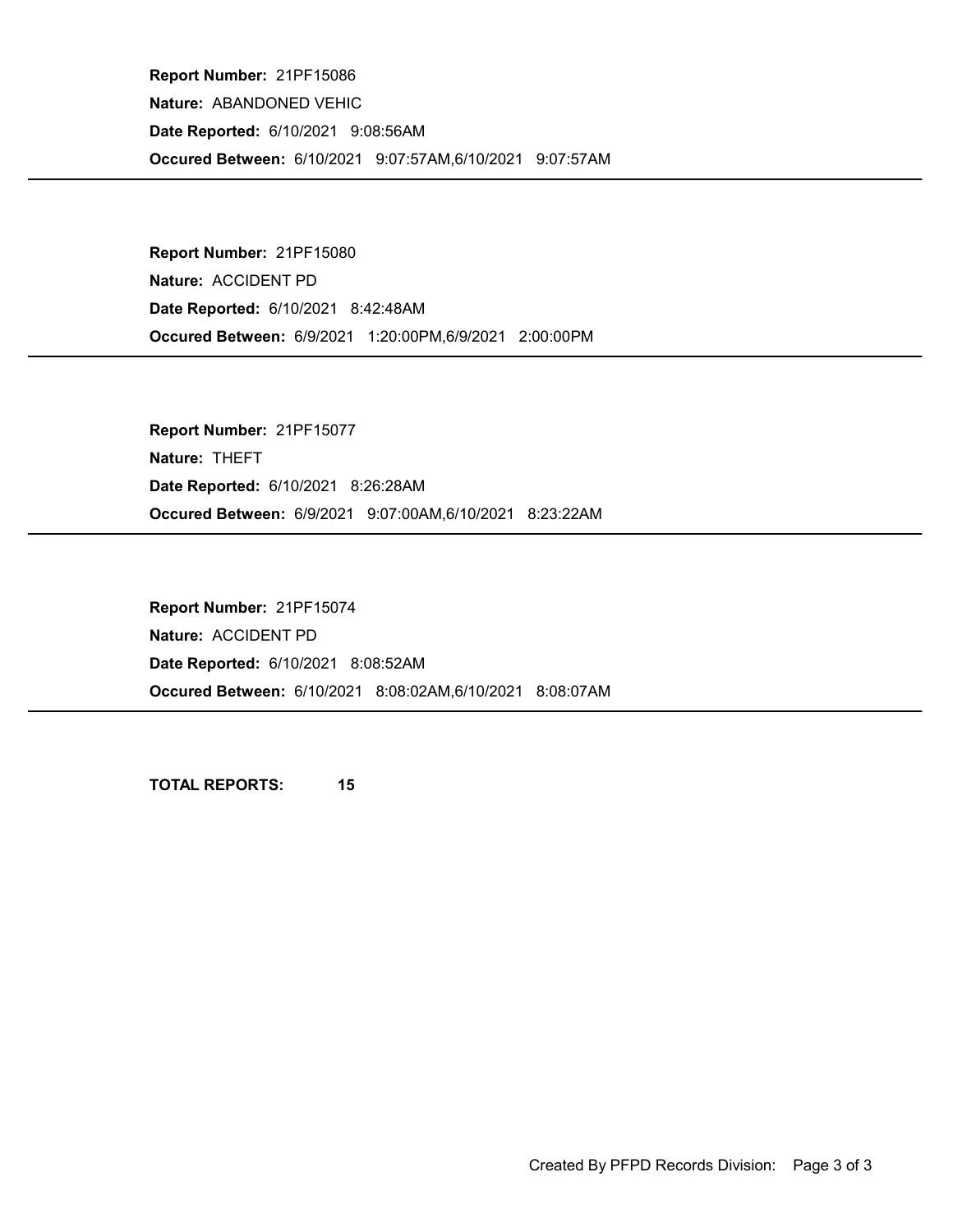**Report Number:** 21PF15086

**Nature:** ABANDONED VEHIC

**Date Reported:** 6/10/2021 9:08:56AM

**Occured Between:** 6/10/2021 9:07:57AM,6/10/2021 9:07:57AM

---

**Report Number:** 21PF15080

**Nature:** ACCIDENT PD

**Date Reported:** 6/10/2021 8:42:48AM

**Occured Between:** 6/9/2021 1:20:00PM,6/9/2021 2:00:00PM

---

**Report Number:** 21PF15077

**Nature:** THEFT

**Date Reported:** 6/10/2021 8:26:28AM

**Occured Between:** 6/9/2021 9:07:00AM,6/10/2021 8:23:22AM

---

**Report Number:** 21PF15074

**Nature:** ACCIDENT PD

**Date Reported:** 6/10/2021 8:08:52AM

**Occured Between:** 6/10/2021 8:08:02AM,6/10/2021 8:08:07AM

---

**TOTAL REPORTS:** **15**